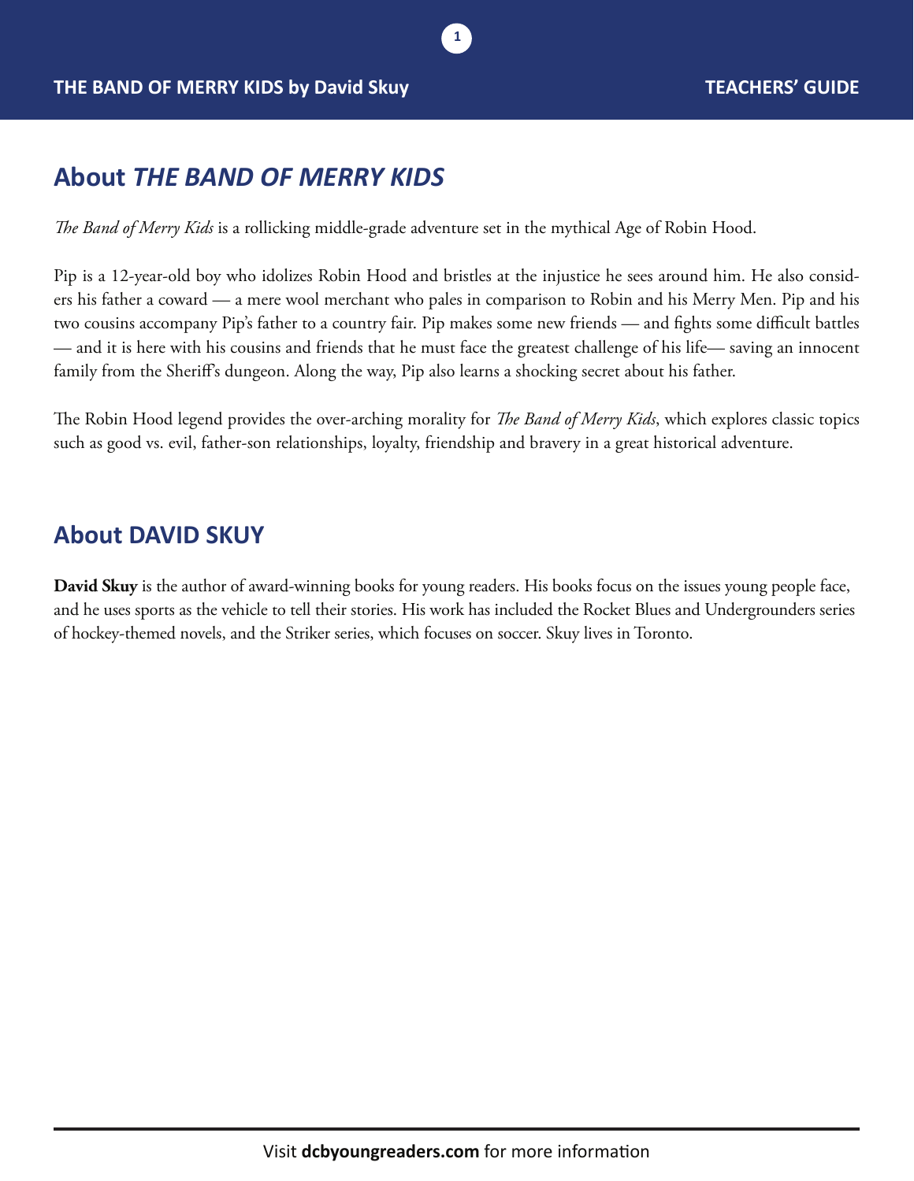## About *THE BAND OF MERRY KIDS*

*The Band of Merry Kids* is a rollicking middle-grade adventure set in the mythical Age of Robin Hood.

Pip is a 12-year-old boy who idolizes Robin Hood and bristles at the injustice he sees around him. He also considers his father a coward — a mere wool merchant who pales in comparison to Robin and his Merry Men. Pip and his two cousins accompany Pip's father to a country fair. Pip makes some new friends — and fights some difficult battles — and it is here with his cousins and friends that he must face the greatest challenge of his life— saving an innocent family from the Sheriff's dungeon. Along the way, Pip also learns a shocking secret about his father.

The Robin Hood legend provides the over-arching morality for *The Band of Merry Kids*, which explores classic topics such as good vs. evil, father-son relationships, loyalty, friendship and bravery in a great historical adventure.

## About DAVID SKUY

**David Skuy** is the author of award-winning books for young readers. His books focus on the issues young people face, and he uses sports as the vehicle to tell their stories. His work has included the Rocket Blues and Undergrounders series of hockey-themed novels, and the Striker series, which focuses on soccer. Skuy lives in Toronto.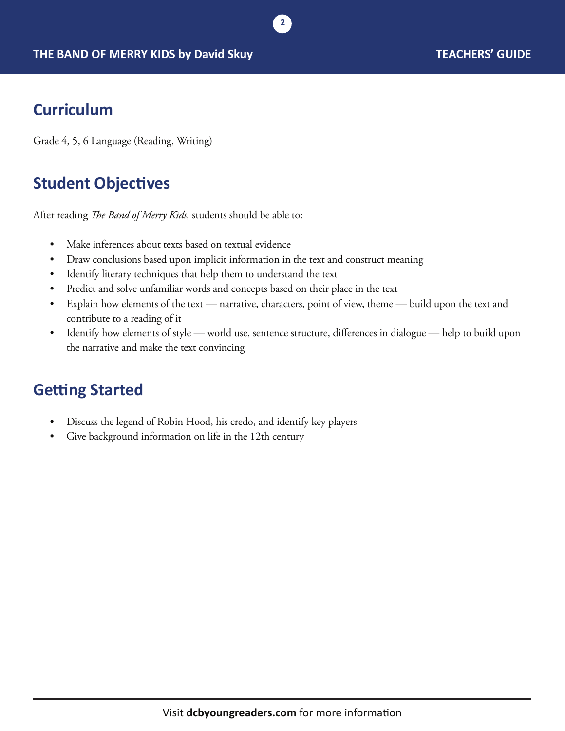## Curriculum

Grade 4, 5, 6 Language (Reading, Writing)

## Student Objectives

After reading *The Band of Merry Kids,* students should be able to:

- Make inferences about texts based on textual evidence
- Draw conclusions based upon implicit information in the text and construct meaning
- Identify literary techniques that help them to understand the text
- Predict and solve unfamiliar words and concepts based on their place in the text
- Explain how elements of the text — narrative, characters, point of view, theme — build upon the text and contribute to a reading of it
- Identify how elements of style — world use, sentence structure, differences in dialogue — help to build upon the narrative and make the text convincing

## Getting Started

- Discuss the legend of Robin Hood, his credo, and identify key players
- Give background information on life in the 12th century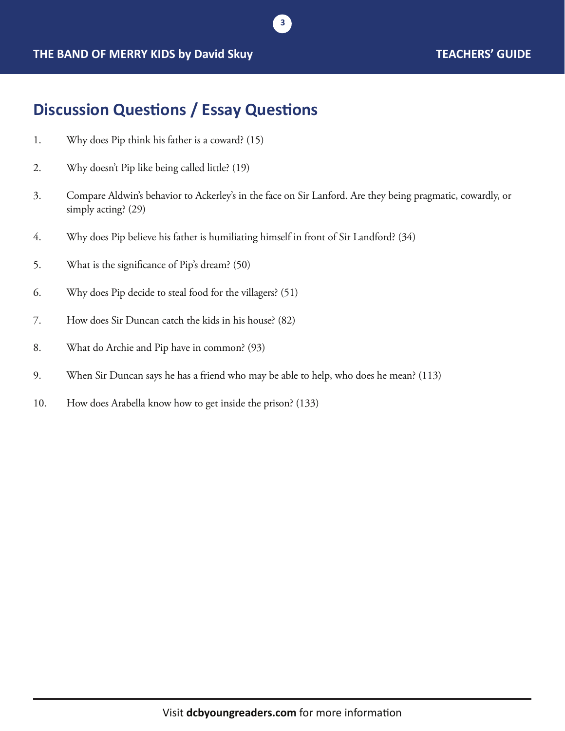## Discussion Questions / Essay Questions

1. Why does Pip think his father is a coward? (15)

2. Why doesn't Pip like being called little? (19)

3. Compare Aldwin's behavior to Ackerley's in the face on Sir Lanford. Are they being pragmatic, cowardly, or simply acting? (29)

4. Why does Pip believe his father is humiliating himself in front of Sir Landford? (34)

5. What is the significance of Pip's dream? (50)

6. Why does Pip decide to steal food for the villagers? (51)

7. How does Sir Duncan catch the kids in his house? (82)

8. What do Archie and Pip have in common? (93)

9. When Sir Duncan says he has a friend who may be able to help, who does he mean? (113)

10. How does Arabella know how to get inside the prison? (133)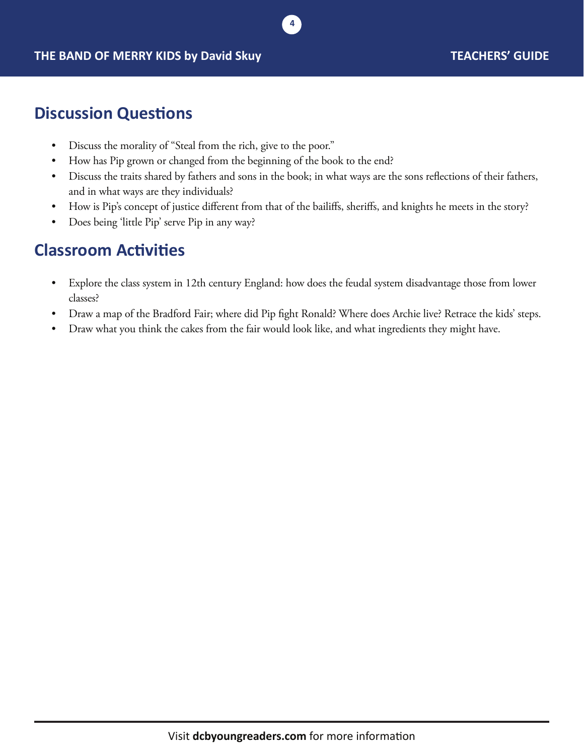## Discussion Questions

- Discuss the morality of "Steal from the rich, give to the poor."
- How has Pip grown or changed from the beginning of the book to the end?
- Discuss the traits shared by fathers and sons in the book; in what ways are the sons reflections of their fathers, and in what ways are they individuals?
- How is Pip's concept of justice different from that of the bailiffs, sheriffs, and knights he meets in the story?
- Does being 'little Pip' serve Pip in any way?

## Classroom Activities

- Explore the class system in 12th century England: how does the feudal system disadvantage those from lower classes?
- Draw a map of the Bradford Fair; where did Pip fight Ronald? Where does Archie live? Retrace the kids' steps.
- Draw what you think the cakes from the fair would look like, and what ingredients they might have.

Visit **dcbyoungreaders.com** for more information